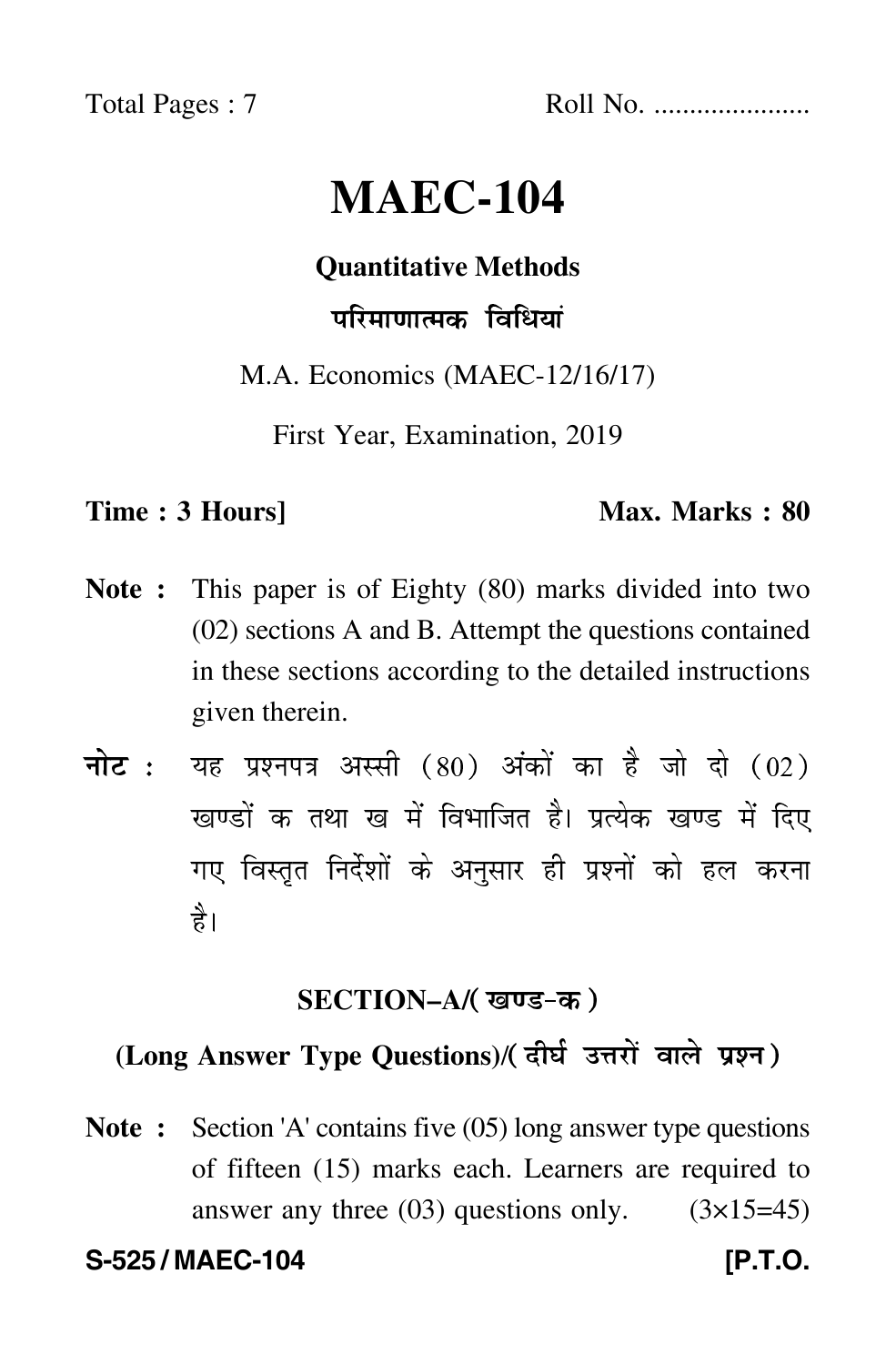Total Pages : 7 Roll No. .....................

# MAEC-104

## Quantitative Methods

## परिमाणात्मक विधियां

M.A. Economics (MAEC-12/16/17)

First Year, Examination, 2019

**Time : 3 Hours]** **Max. Marks : 80**

**Note :** This paper is of Eighty (80) marks divided into two (02) sections A and B. Attempt the questions contained in these sections according to the detailed instructions given therein.

**नोट :** यह प्रश्नपत्र अस्सी (80) अंकों का है जो दो (02) खण्डों क तथा ख में विभाजित है। प्रत्येक खण्ड में दिए गए विस्तृत निर्देशों के अनुसार ही प्रश्नों को हल करना है।

### SECTION–A/(खण्ड-क)

### (Long Answer Type Questions)/(दीर्घ उत्तरों वाले प्रश्न)

**Note :** Section 'A' contains five (05) long answer type questions of fifteen (15) marks each. Learners are required to answer any three (03) questions only. (3×15=45)

**S-525 / MAEC-104** **[P.T.O.**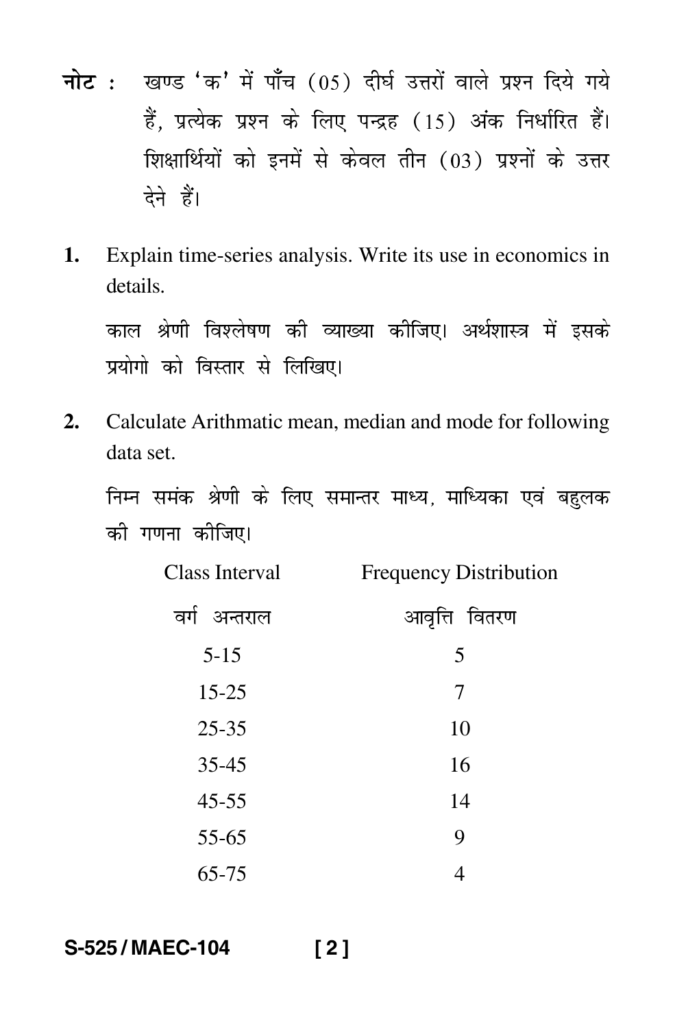**नोट :** खण्ड 'क' में पाँच (05) दीर्घ उत्तरों वाले प्रश्न दिये गये हैं, प्रत्येक प्रश्न के लिए पन्द्रह (15) अंक निर्धारित हैं। शिक्षार्थियों को इनमें से केवल तीन (03) प्रश्नों के उत्तर देने हैं।

**1.** Explain time-series analysis. Write its use in economics in details.

काल श्रेणी विश्लेषण की व्याख्या कीजिए। अर्थशास्त्र में इसके प्रयोगो को विस्तार से लिखिए।

**2.** Calculate Arithmatic mean, median and mode for following data set.

निम्न समंक श्रेणी के लिए समान्तर माध्य, माध्यिका एवं बहुलक की गणना कीजिए।

| Class Interval<br>वर्ग अन्तराल | Frequency Distribution<br>आवृत्ति वितरण |
|---|---|
| 5-15 | 5 |
| 15-25 | 7 |
| 25-35 | 10 |
| 35-45 | 16 |
| 45-55 | 14 |
| 55-65 | 9 |
| 65-75 | 4 |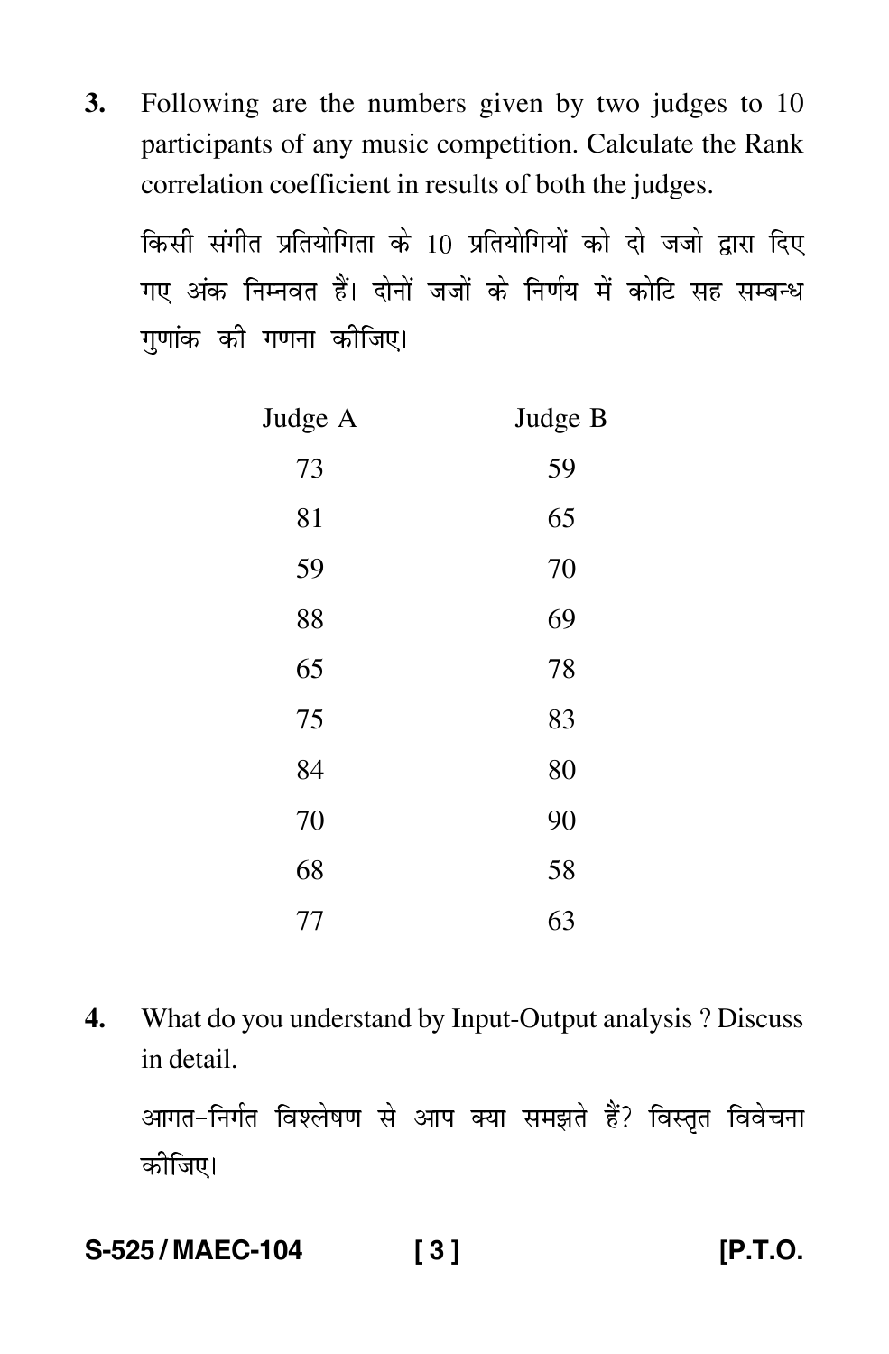3. Following are the numbers given by two judges to 10 participants of any music competition. Calculate the Rank correlation coefficient in results of both the judges.

किसी संगीत प्रतियोगिता के 10 प्रतियोगियों को दो जजो द्वारा दिए गए अंक निम्नवत हैं। दोनों जजों के निर्णय में कोटि सह-सम्बन्ध गुणांक की गणना कीजिए।

| Judge A | Judge B |
|---|---|
| 73 | 59 |
| 81 | 65 |
| 59 | 70 |
| 88 | 69 |
| 65 | 78 |
| 75 | 83 |
| 84 | 80 |
| 70 | 90 |
| 68 | 58 |
| 77 | 63 |

4. What do you understand by Input-Output analysis ? Discuss in detail.

आगत-निर्गत विश्लेषण से आप क्या समझते हैं? विस्तृत विवेचना कीजिए।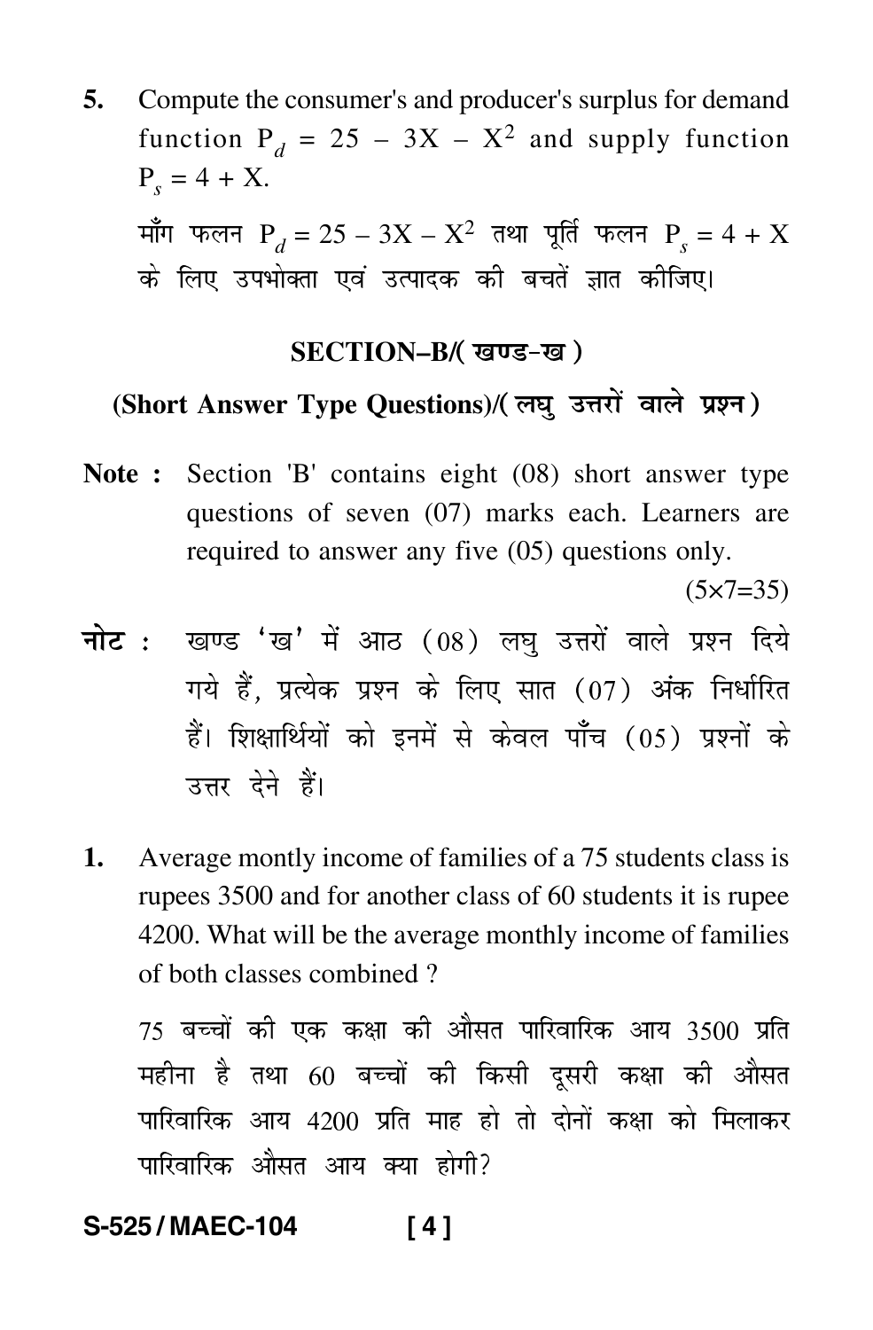5. Compute the consumer's and producer's surplus for demand function $P_d = 25 - 3X - X^2$ and supply function $P_s = 4 + X$.

   माँग फलन $P_d = 25 - 3X - X^2$ तथा पूर्ति फलन $P_s = 4 + X$ के लिए उपभोक्ता एवं उत्पादक की बचतें ज्ञात कीजिए।

## SECTION–B/( खण्ड-ख )

### (Short Answer Type Questions)/( लघु उत्तरों वाले प्रश्न )

**Note :** Section 'B' contains eight (08) short answer type questions of seven (07) marks each. Learners are required to answer any five (05) questions only.

(5×7=35)

**नोट :** खण्ड 'ख' में आठ (08) लघु उत्तरों वाले प्रश्न दिये गये हैं, प्रत्येक प्रश्न के लिए सात (07) अंक निर्धारित हैं। शिक्षार्थियों को इनमें से केवल पाँच (05) प्रश्नों के उत्तर देने हैं।

1. Average montly income of families of a 75 students class is rupees 3500 and for another class of 60 students it is rupee 4200. What will be the average monthly income of families of both classes combined ?

   75 बच्चों की एक कक्षा की औसत पारिवारिक आय 3500 प्रति महीना है तथा 60 बच्चों की किसी दूसरी कक्षा की औसत पारिवारिक आय 4200 प्रति माह हो तो दोनों कक्षा को मिलाकर पारिवारिक औसत आय क्या होगी?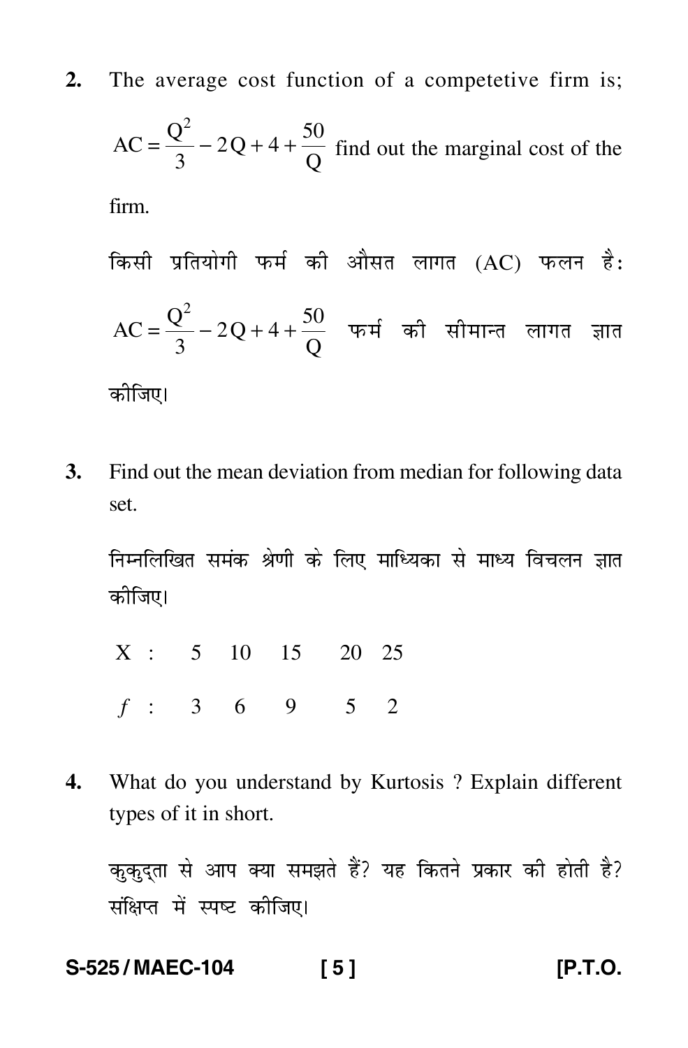2. The average cost function of a competetive firm is; $AC = \frac{Q^2}{3} - 2Q + 4 + \frac{50}{Q}$ find out the marginal cost of the firm.

किसी प्रतियोगी फर्म की औसत लागत (AC) फलन है: $AC = \frac{Q^2}{3} - 2Q + 4 + \frac{50}{Q}$ फर्म की सीमान्त लागत ज्ञात कीजिए।

3. Find out the mean deviation from median for following data set.

निम्नलिखित समंक श्रेणी के लिए माध्यिका से माध्य विचलन ज्ञात कीजिए।

| X : | 5 | 10 | 15 | 20 | 25 |
|---|---|---|---|---|---|
| $f$ : | 3 | 6 | 9 | 5 | 2 |

4. What do you understand by Kurtosis ? Explain different types of it in short.

कुकुद्ता से आप क्या समझते हैं? यह कितने प्रकार की होती है? संक्षिप्त में स्पष्ट कीजिए।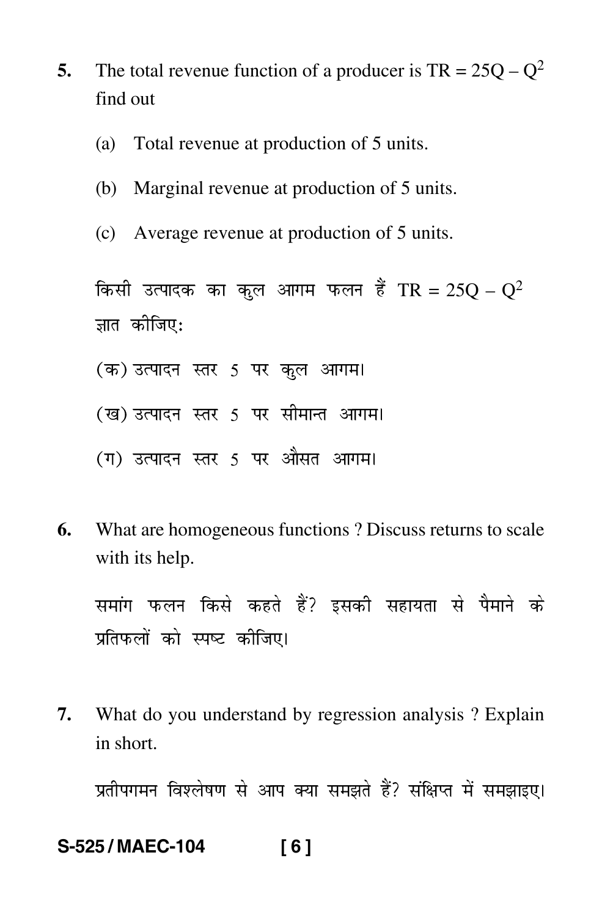5. The total revenue function of a producer is $TR = 25Q - Q^2$ find out

   (a) Total revenue at production of 5 units.

   (b) Marginal revenue at production of 5 units.

   (c) Average revenue at production of 5 units.

   किसी उत्पादक का कुल आगम फलन हैं $TR = 25Q - Q^2$ ज्ञात कीजिए:

   (क) उत्पादन स्तर 5 पर कुल आगम।

   (ख) उत्पादन स्तर 5 पर सीमान्त आगम।

   (ग) उत्पादन स्तर 5 पर औसत आगम।

6. What are homogeneous functions ? Discuss returns to scale with its help.

   समांग फलन किसे कहते हैं? इसकी सहायता से पैमाने के प्रतिफलों को स्पष्ट कीजिए।

7. What do you understand by regression analysis ? Explain in short.

   प्रतीपगमन विश्लेषण से आप क्या समझते हैं? संक्षिप्त में समझाइए।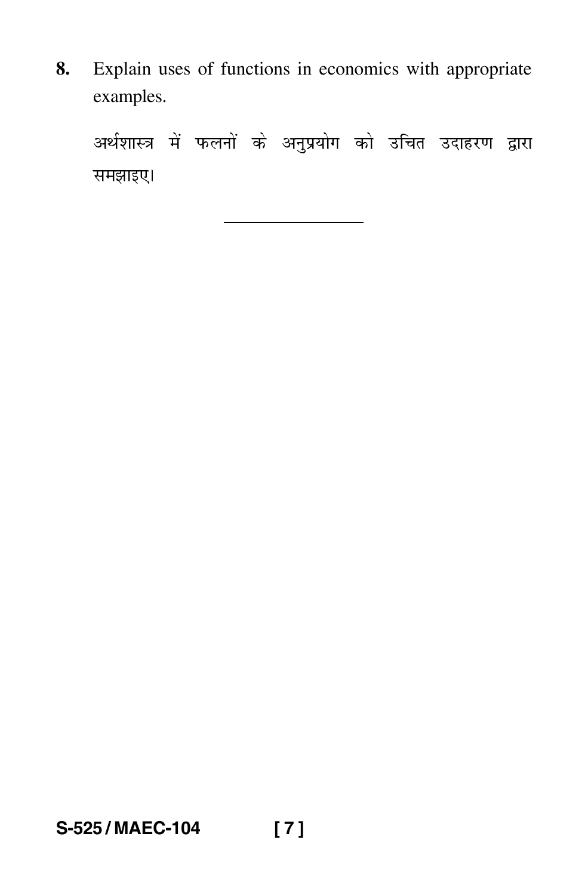**8.** Explain uses of functions in economics with appropriate examples.

अर्थशास्त्र में फलनों के अनुप्रयोग को उचित उदाहरण द्वारा समझाइए।